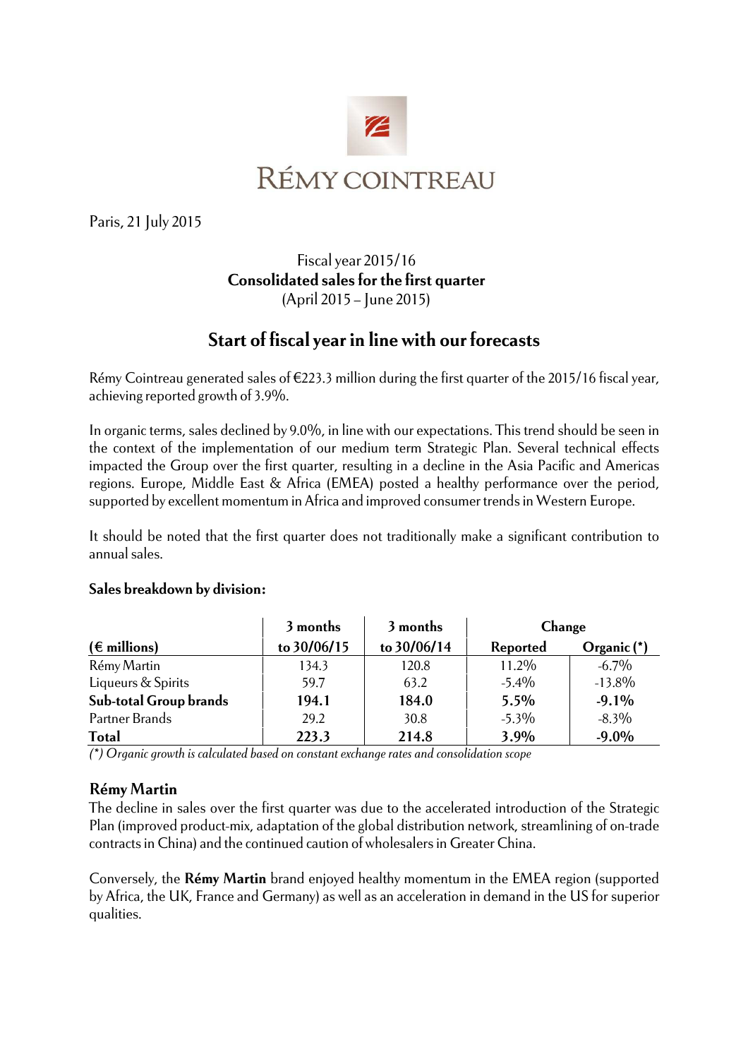RÉMY COINTREAU

Paris, 21 July 2015

Fiscal year 2015/16
**Consolidated sales for the first quarter**
(April 2015 – June 2015)

# Start of fiscal year in line with our forecasts

Rémy Cointreau generated sales of €223.3 million during the first quarter of the 2015/16 fiscal year, achieving reported growth of 3.9%.

In organic terms, sales declined by 9.0%, in line with our expectations. This trend should be seen in the context of the implementation of our medium term Strategic Plan. Several technical effects impacted the Group over the first quarter, resulting in a decline in the Asia Pacific and Americas regions. Europe, Middle East & Africa (EMEA) posted a healthy performance over the period, supported by excellent momentum in Africa and improved consumer trends in Western Europe.

It should be noted that the first quarter does not traditionally make a significant contribution to annual sales.

**Sales breakdown by division:**

| (€ millions) | 3 months to 30/06/15 | 3 months to 30/06/14 | Change Reported | Organic (*) |
|---|---|---|---|---|
| Rémy Martin | 134.3 | 120.8 | 11.2% | -6.7% |
| Liqueurs & Spirits | 59.7 | 63.2 | -5.4% | -13.8% |
| **Sub-total Group brands** | **194.1** | **184.0** | **5.5%** | **-9.1%** |
| Partner Brands | 29.2 | 30.8 | -5.3% | -8.3% |
| **Total** | **223.3** | **214.8** | **3.9%** | **-9.0%** |

*(\*) Organic growth is calculated based on constant exchange rates and consolidation scope*

## Rémy Martin

The decline in sales over the first quarter was due to the accelerated introduction of the Strategic Plan (improved product-mix, adaptation of the global distribution network, streamlining of on-trade contracts in China) and the continued caution of wholesalers in Greater China.

Conversely, the **Rémy Martin** brand enjoyed healthy momentum in the EMEA region (supported by Africa, the UK, France and Germany) as well as an acceleration in demand in the US for superior qualities.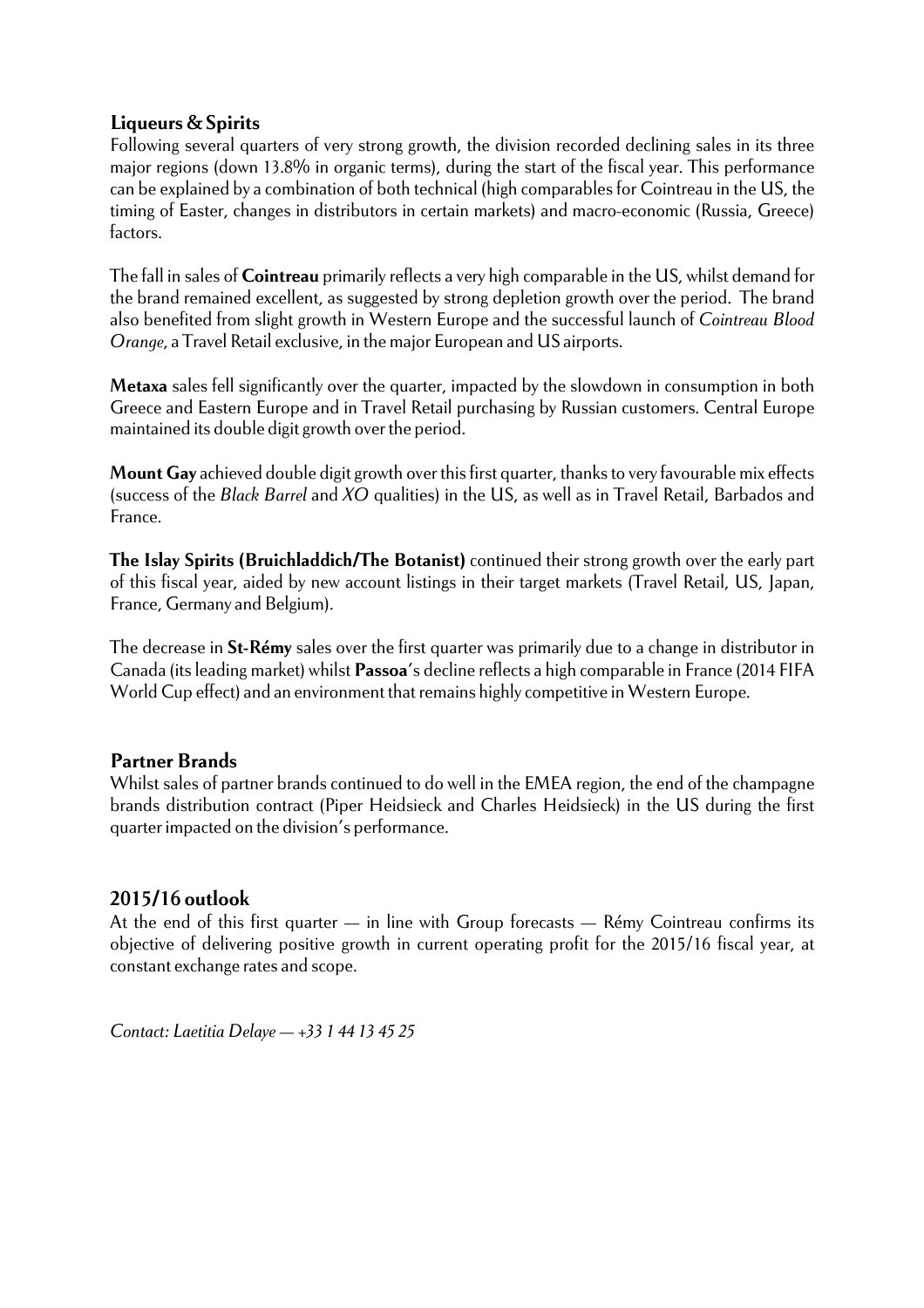## Liqueurs & Spirits

Following several quarters of very strong growth, the division recorded declining sales in its three major regions (down 13.8% in organic terms), during the start of the fiscal year. This performance can be explained by a combination of both technical (high comparables for Cointreau in the US, the timing of Easter, changes in distributors in certain markets) and macro-economic (Russia, Greece) factors.

The fall in sales of **Cointreau** primarily reflects a very high comparable in the US, whilst demand for the brand remained excellent, as suggested by strong depletion growth over the period. The brand also benefited from slight growth in Western Europe and the successful launch of *Cointreau Blood Orange*, a Travel Retail exclusive, in the major European and US airports.

**Metaxa** sales fell significantly over the quarter, impacted by the slowdown in consumption in both Greece and Eastern Europe and in Travel Retail purchasing by Russian customers. Central Europe maintained its double digit growth over the period.

**Mount Gay** achieved double digit growth over this first quarter, thanks to very favourable mix effects (success of the *Black Barrel* and *XO* qualities) in the US, as well as in Travel Retail, Barbados and France.

**The Islay Spirits (Bruichladdich/The Botanist)** continued their strong growth over the early part of this fiscal year, aided by new account listings in their target markets (Travel Retail, US, Japan, France, Germany and Belgium).

The decrease in **St-Rémy** sales over the first quarter was primarily due to a change in distributor in Canada (its leading market) whilst **Passoa**'s decline reflects a high comparable in France (2014 FIFA World Cup effect) and an environment that remains highly competitive in Western Europe.

## Partner Brands

Whilst sales of partner brands continued to do well in the EMEA region, the end of the champagne brands distribution contract (Piper Heidsieck and Charles Heidsieck) in the US during the first quarter impacted on the division's performance.

## 2015/16 outlook

At the end of this first quarter — in line with Group forecasts — Rémy Cointreau confirms its objective of delivering positive growth in current operating profit for the 2015/16 fiscal year, at constant exchange rates and scope.

*Contact: Laetitia Delaye — +33 1 44 13 45 25*